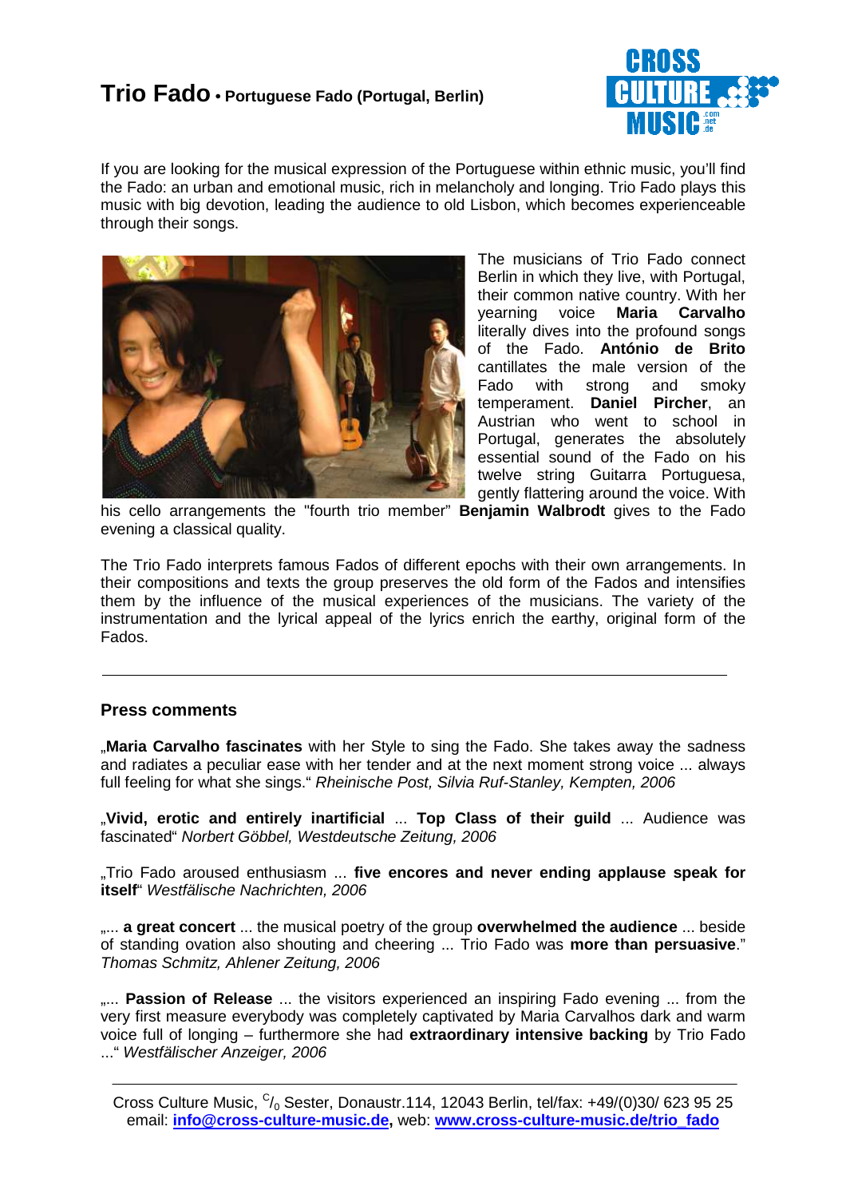# Trio Fado • Portuguese Fado (Portugal, Berlin)

If you are looking for the musical expression of the Portuguese within ethnic music, you'll find the Fado: an urban and emotional music, rich in melancholy and longing. Trio Fado plays this music with big devotion, leading the audience to old Lisbon, which becomes experienceable through their songs.

The musicians of Trio Fado connect Berlin in which they live, with Portugal, their common native country. With her yearning voice **Maria Carvalho** literally dives into the profound songs of the Fado. **António de Brito** cantillates the male version of the Fado with strong and smoky temperament. **Daniel Pircher**, an Austrian who went to school in Portugal, generates the absolutely essential sound of the Fado on his twelve string Guitarra Portuguesa, gently flattering around the voice. With his cello arrangements the "fourth trio member" **Benjamin Walbrodt** gives to the Fado evening a classical quality.

The Trio Fado interprets famous Fados of different epochs with their own arrangements. In their compositions and texts the group preserves the old form of the Fados and intensifies them by the influence of the musical experiences of the musicians. The variety of the instrumentation and the lyrical appeal of the lyrics enrich the earthy, original form of the Fados.

---

## Press comments

„**Maria Carvalho fascinates** with her Style to sing the Fado. She takes away the sadness and radiates a peculiar ease with her tender and at the next moment strong voice ... always full feeling for what she sings." *Rheinische Post, Silvia Ruf-Stanley, Kempten, 2006*

„**Vivid, erotic and entirely inartificial** ... **Top Class of their guild** ... Audience was fascinated" *Norbert Göbbel, Westdeutsche Zeitung, 2006*

„Trio Fado aroused enthusiasm ... **five encores and never ending applause speak for itself**" *Westfälische Nachrichten, 2006*

„... **a great concert** ... the musical poetry of the group **overwhelmed the audience** ... beside of standing ovation also shouting and cheering ... Trio Fado was **more than persuasive**." *Thomas Schmitz, Ahlener Zeitung, 2006*

„... **Passion of Release** ... the visitors experienced an inspiring Fado evening ... from the very first measure everybody was completely captivated by Maria Carvalhos dark and warm voice full of longing – furthermore she had **extraordinary intensive backing** by Trio Fado ..." *Westfälischer Anzeiger, 2006*

---

Cross Culture Music, c/o Sester, Donaustr.114, 12043 Berlin, tel/fax: +49/(0)30/ 623 95 25
email: **info@cross-culture-music.de**, web: **www.cross-culture-music.de/trio_fado**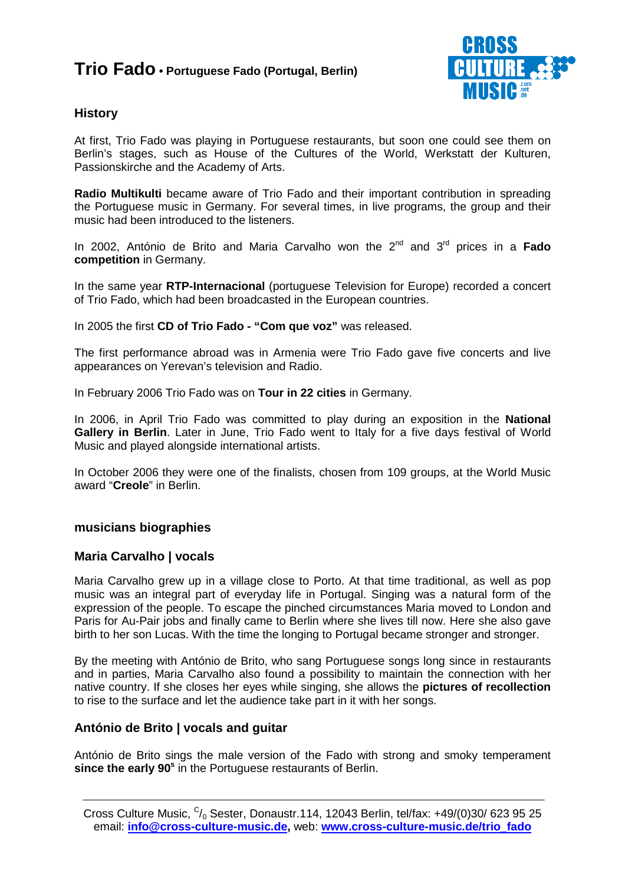# Trio Fado • Portuguese Fado (Portugal, Berlin)

## History

At first, Trio Fado was playing in Portuguese restaurants, but soon one could see them on Berlin's stages, such as House of the Cultures of the World, Werkstatt der Kulturen, Passionskirche and the Academy of Arts.

**Radio Multikulti** became aware of Trio Fado and their important contribution in spreading the Portuguese music in Germany. For several times, in live programs, the group and their music had been introduced to the listeners.

In 2002, António de Brito and Maria Carvalho won the 2nd and 3rd prices in a **Fado competition** in Germany.

In the same year **RTP-Internacional** (portuguese Television for Europe) recorded a concert of Trio Fado, which had been broadcasted in the European countries.

In 2005 the first **CD of Trio Fado - "Com que voz"** was released.

The first performance abroad was in Armenia were Trio Fado gave five concerts and live appearances on Yerevan's television and Radio.

In February 2006 Trio Fado was on **Tour in 22 cities** in Germany.

In 2006, in April Trio Fado was committed to play during an exposition in the **National Gallery in Berlin**. Later in June, Trio Fado went to Italy for a five days festival of World Music and played alongside international artists.

In October 2006 they were one of the finalists, chosen from 109 groups, at the World Music award "**Creole**" in Berlin.

## musicians biographies

### Maria Carvalho | vocals

Maria Carvalho grew up in a village close to Porto. At that time traditional, as well as pop music was an integral part of everyday life in Portugal. Singing was a natural form of the expression of the people. To escape the pinched circumstances Maria moved to London and Paris for Au-Pair jobs and finally came to Berlin where she lives till now. Here she also gave birth to her son Lucas. With the time the longing to Portugal became stronger and stronger.

By the meeting with António de Brito, who sang Portuguese songs long since in restaurants and in parties, Maria Carvalho also found a possibility to maintain the connection with her native country. If she closes her eyes while singing, she allows the **pictures of recollection** to rise to the surface and let the audience take part in it with her songs.

### António de Brito | vocals and guitar

António de Brito sings the male version of the Fado with strong and smoky temperament **since the early 90s** in the Portuguese restaurants of Berlin.

Cross Culture Music, c/o Sester, Donaustr.114, 12043 Berlin, tel/fax: +49/(0)30/ 623 95 25
email: **info@cross-culture-music.de,** web: **www.cross-culture-music.de/trio_fado**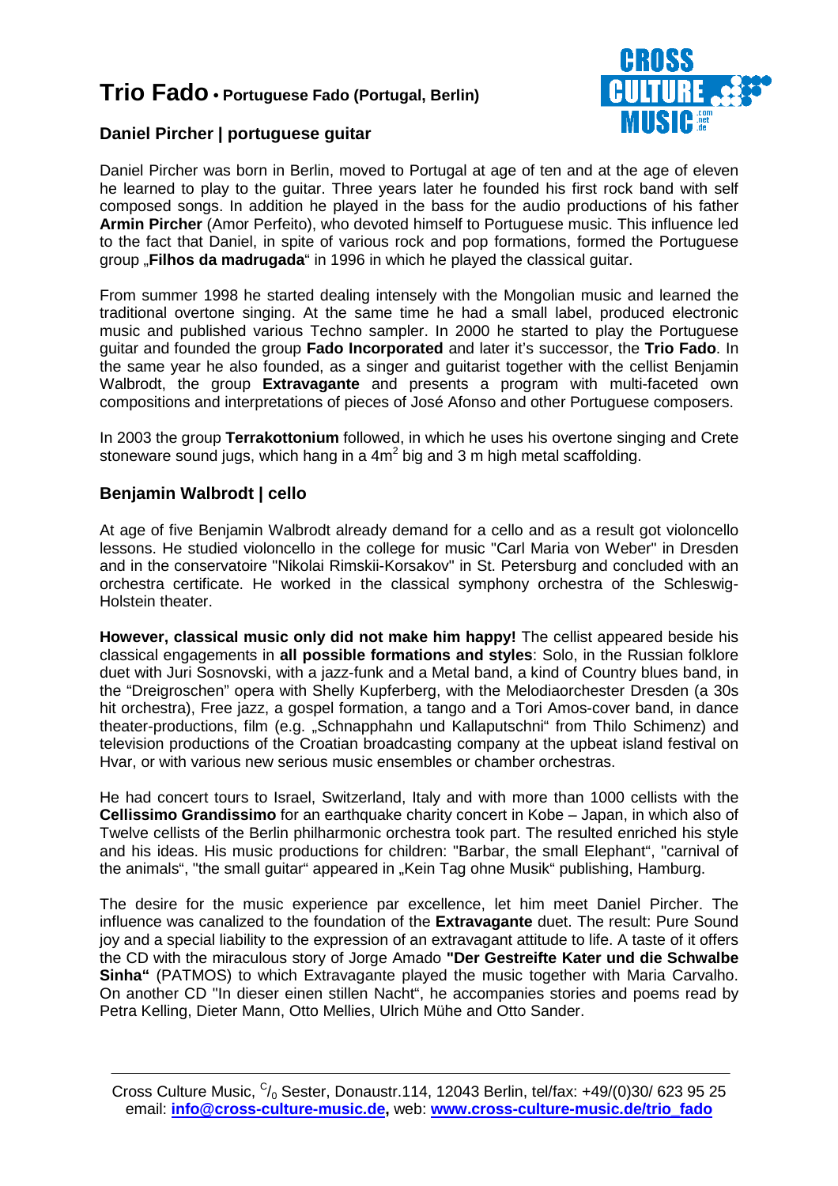# Trio Fado • Portuguese Fado (Portugal, Berlin)

## Daniel Pircher | portuguese guitar

Daniel Pircher was born in Berlin, moved to Portugal at age of ten and at the age of eleven he learned to play to the guitar. Three years later he founded his first rock band with self composed songs. In addition he played in the bass for the audio productions of his father **Armin Pircher** (Amor Perfeito), who devoted himself to Portuguese music. This influence led to the fact that Daniel, in spite of various rock and pop formations, formed the Portuguese group „**Filhos da madrugada**" in 1996 in which he played the classical guitar.

From summer 1998 he started dealing intensely with the Mongolian music and learned the traditional overtone singing. At the same time he had a small label, produced electronic music and published various Techno sampler. In 2000 he started to play the Portuguese guitar and founded the group **Fado Incorporated** and later it's successor, the **Trio Fado**. In the same year he also founded, as a singer and guitarist together with the cellist Benjamin Walbrodt, the group **Extravagante** and presents a program with multi-faceted own compositions and interpretations of pieces of José Afonso and other Portuguese composers.

In 2003 the group **Terrakottonium** followed, in which he uses his overtone singing and Crete stoneware sound jugs, which hang in a $4m^2$ big and 3 m high metal scaffolding.

## Benjamin Walbrodt | cello

At age of five Benjamin Walbrodt already demand for a cello and as a result got violoncello lessons. He studied violoncello in the college for music "Carl Maria von Weber" in Dresden and in the conservatoire "Nikolai Rimskii-Korsakov" in St. Petersburg and concluded with an orchestra certificate. He worked in the classical symphony orchestra of the Schleswig-Holstein theater.

**However, classical music only did not make him happy!** The cellist appeared beside his classical engagements in **all possible formations and styles**: Solo, in the Russian folklore duet with Juri Sosnovski, with a jazz-funk and a Metal band, a kind of Country blues band, in the "Dreigroschen" opera with Shelly Kupferberg, with the Melodiaorchester Dresden (a 30s hit orchestra), Free jazz, a gospel formation, a tango and a Tori Amos-cover band, in dance theater-productions, film (e.g. „Schnapphahn und Kallaputschni" from Thilo Schimenz) and television productions of the Croatian broadcasting company at the upbeat island festival on Hvar, or with various new serious music ensembles or chamber orchestras.

He had concert tours to Israel, Switzerland, Italy and with more than 1000 cellists with the **Cellissimo Grandissimo** for an earthquake charity concert in Kobe – Japan, in which also of Twelve cellists of the Berlin philharmonic orchestra took part. The resulted enriched his style and his ideas. His music productions for children: "Barbar, the small Elephant", "carnival of the animals", "the small guitar" appeared in „Kein Tag ohne Musik" publishing, Hamburg.

The desire for the music experience par excellence, let him meet Daniel Pircher. The influence was canalized to the foundation of the **Extravagante** duet. The result: Pure Sound joy and a special liability to the expression of an extravagant attitude to life. A taste of it offers the CD with the miraculous story of Jorge Amado **"Der Gestreifte Kater und die Schwalbe Sinha"** (PATMOS) to which Extravagante played the music together with Maria Carvalho. On another CD "In dieser einen stillen Nacht", he accompanies stories and poems read by Petra Kelling, Dieter Mann, Otto Mellies, Ulrich Mühe and Otto Sander.

Cross Culture Music, $^{C}/_{0}$ Sester, Donaustr.114, 12043 Berlin, tel/fax: +49/(0)30/ 623 95 25
email: **info@cross-culture-music.de,** web: **www.cross-culture-music.de/trio_fado**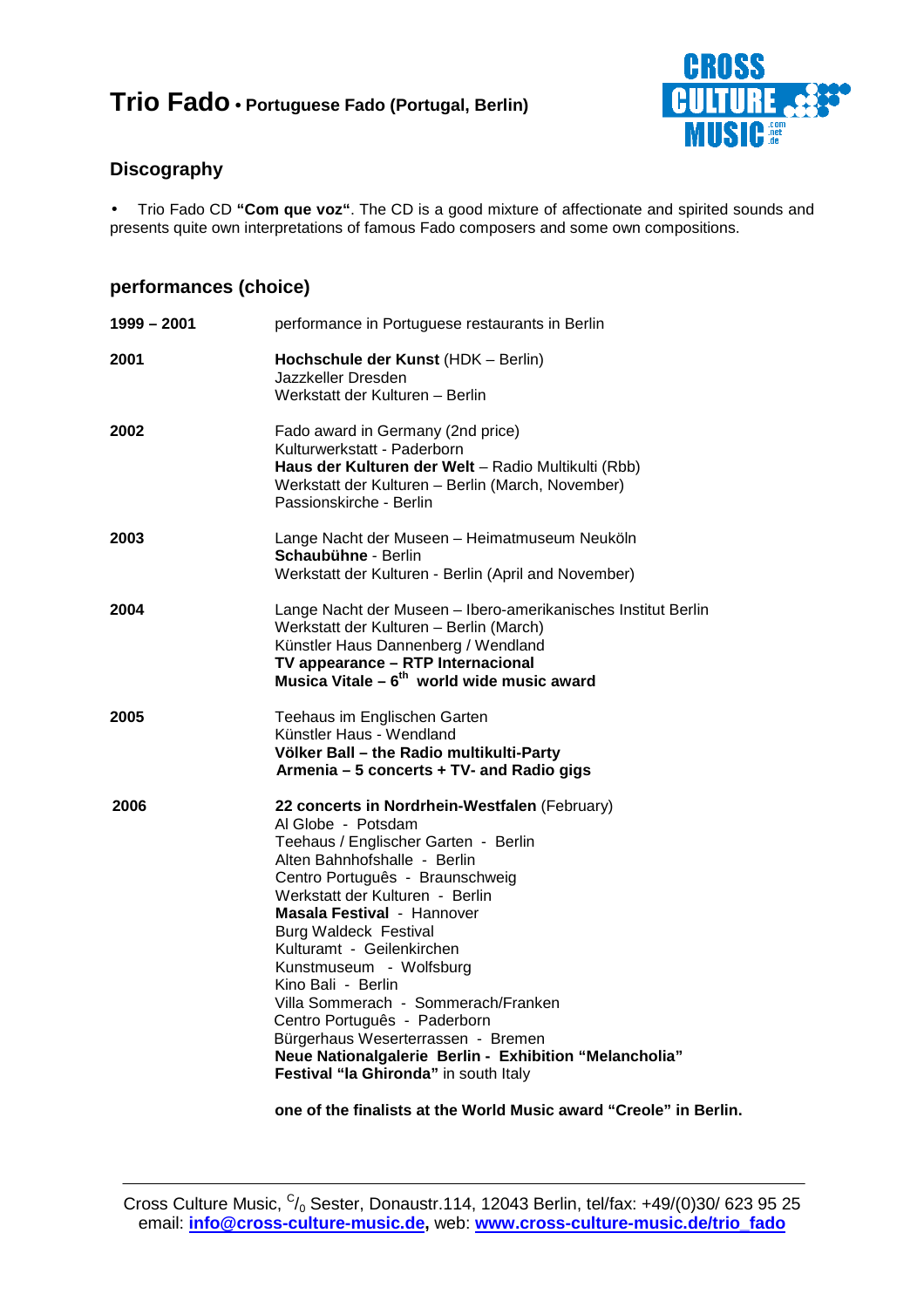# Trio Fado • Portuguese Fado (Portugal, Berlin)

## Discography

- Trio Fado CD **"Com que voz"**. The CD is a good mixture of affectionate and spirited sounds and presents quite own interpretations of famous Fado composers and some own compositions.

## performances (choice)

| | |
|---|---|
| **1999 – 2001** | performance in Portuguese restaurants in Berlin |
| **2001** | **Hochschule der Kunst** (HDK – Berlin)<br>Jazzkeller Dresden<br>Werkstatt der Kulturen – Berlin |
| **2002** | Fado award in Germany (2nd price)<br>Kulturwerkstatt - Paderborn<br>**Haus der Kulturen der Welt** – Radio Multikulti (Rbb)<br>Werkstatt der Kulturen – Berlin (March, November)<br>Passionskirche - Berlin |
| **2003** | Lange Nacht der Museen – Heimatmuseum Neuköln<br>**Schaubühne** - Berlin<br>Werkstatt der Kulturen - Berlin (April and November) |
| **2004** | Lange Nacht der Museen – Ibero-amerikanisches Institut Berlin<br>Werkstatt der Kulturen – Berlin (March)<br>Künstler Haus Dannenberg / Wendland<br>**TV appearance – RTP Internacional**<br>**Musica Vitale – 6th world wide music award** |
| **2005** | Teehaus im Englischen Garten<br>Künstler Haus - Wendland<br>**Völker Ball – the Radio multikulti-Party**<br>**Armenia – 5 concerts + TV- and Radio gigs** |
| **2006** | **22 concerts in Nordrhein-Westfalen** (February)<br>Al Globe - Potsdam<br>Teehaus / Englischer Garten - Berlin<br>Alten Bahnhofshalle - Berlin<br>Centro Português - Braunschweig<br>Werkstatt der Kulturen - Berlin<br>**Masala Festival** - Hannover<br>Burg Waldeck Festival<br>Kulturamt - Geilenkirchen<br>Kunstmuseum - Wolfsburg<br>Kino Bali - Berlin<br>Villa Sommerach - Sommerach/Franken<br>Centro Português - Paderborn<br>Bürgerhaus Weserterrassen - Bremen<br>**Neue Nationalgalerie Berlin - Exhibition "Melancholia"**<br>**Festival "la Ghironda"** in south Italy<br><br>**one of the finalists at the World Music award "Creole" in Berlin.** |

Cross Culture Music, c/o Sester, Donaustr.114, 12043 Berlin, tel/fax: +49/(0)30/ 623 95 25
email: **info@cross-culture-music.de,** web: **www.cross-culture-music.de/trio_fado**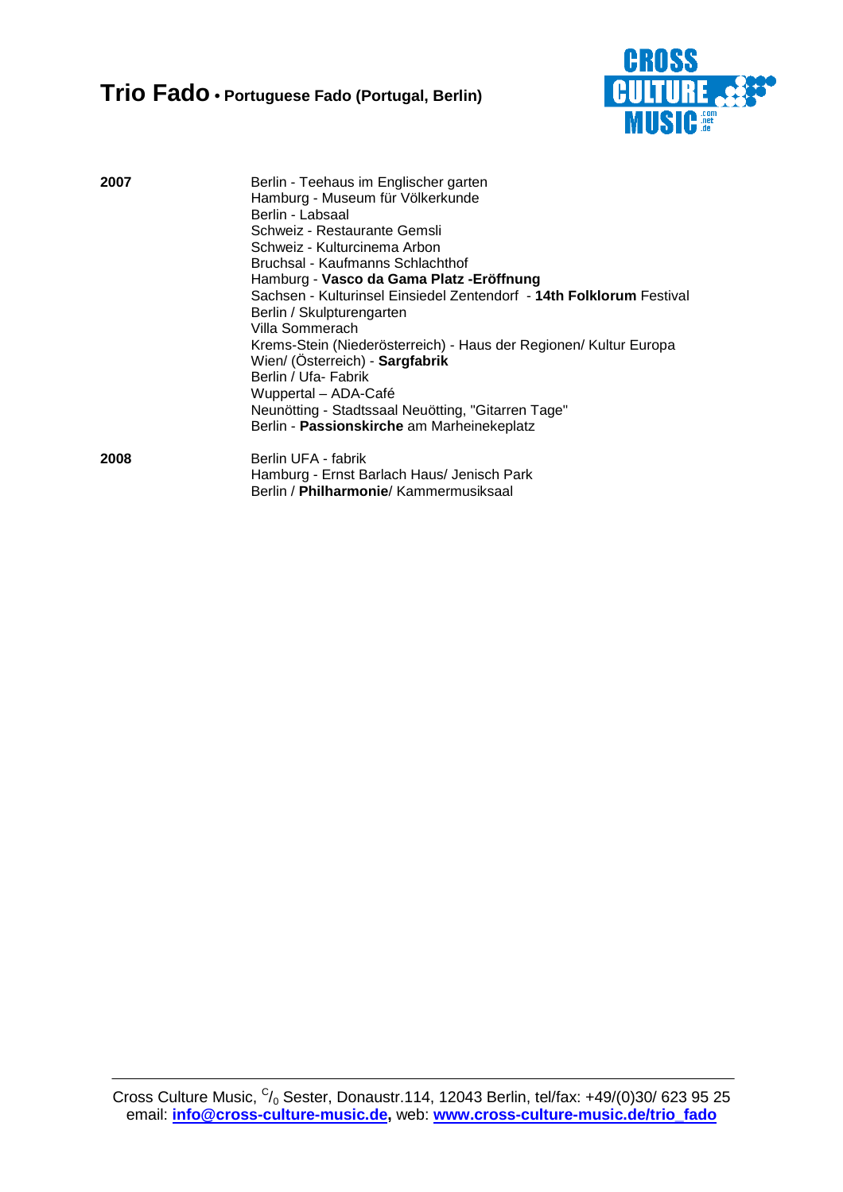# Trio Fado • Portuguese Fado (Portugal, Berlin)

| | |
|---|---|
| **2007** | Berlin - Teehaus im Englischer garten<br>Hamburg - Museum für Völkerkunde<br>Berlin - Labsaal<br>Schweiz - Restaurante Gemsli<br>Schweiz - Kulturcinema Arbon<br>Bruchsal - Kaufmanns Schlachthof<br>Hamburg - **Vasco da Gama Platz -Eröffnung**<br>Sachsen - Kulturinsel Einsiedel Zentendorf - **14th Folklorum** Festival<br>Berlin / Skulpturengarten<br>Villa Sommerach<br>Krems-Stein (Niederösterreich) - Haus der Regionen/ Kultur Europa<br>Wien/ (Österreich) - **Sargfabrik**<br>Berlin / Ufa- Fabrik<br>Wuppertal – ADA-Café<br>Neunötting - Stadtssaal Neuötting, "Gitarren Tage"<br>Berlin - **Passionskirche** am Marheinekeplatz |
| **2008** | Berlin UFA - fabrik<br>Hamburg - Ernst Barlach Haus/ Jenisch Park<br>Berlin / **Philharmonie**/ Kammermusiksaal |

Cross Culture Music, c/o Sester, Donaustr.114, 12043 Berlin, tel/fax: +49/(0)30/ 623 95 25
email: **info@cross-culture-music.de**, web: **www.cross-culture-music.de/trio_fado**